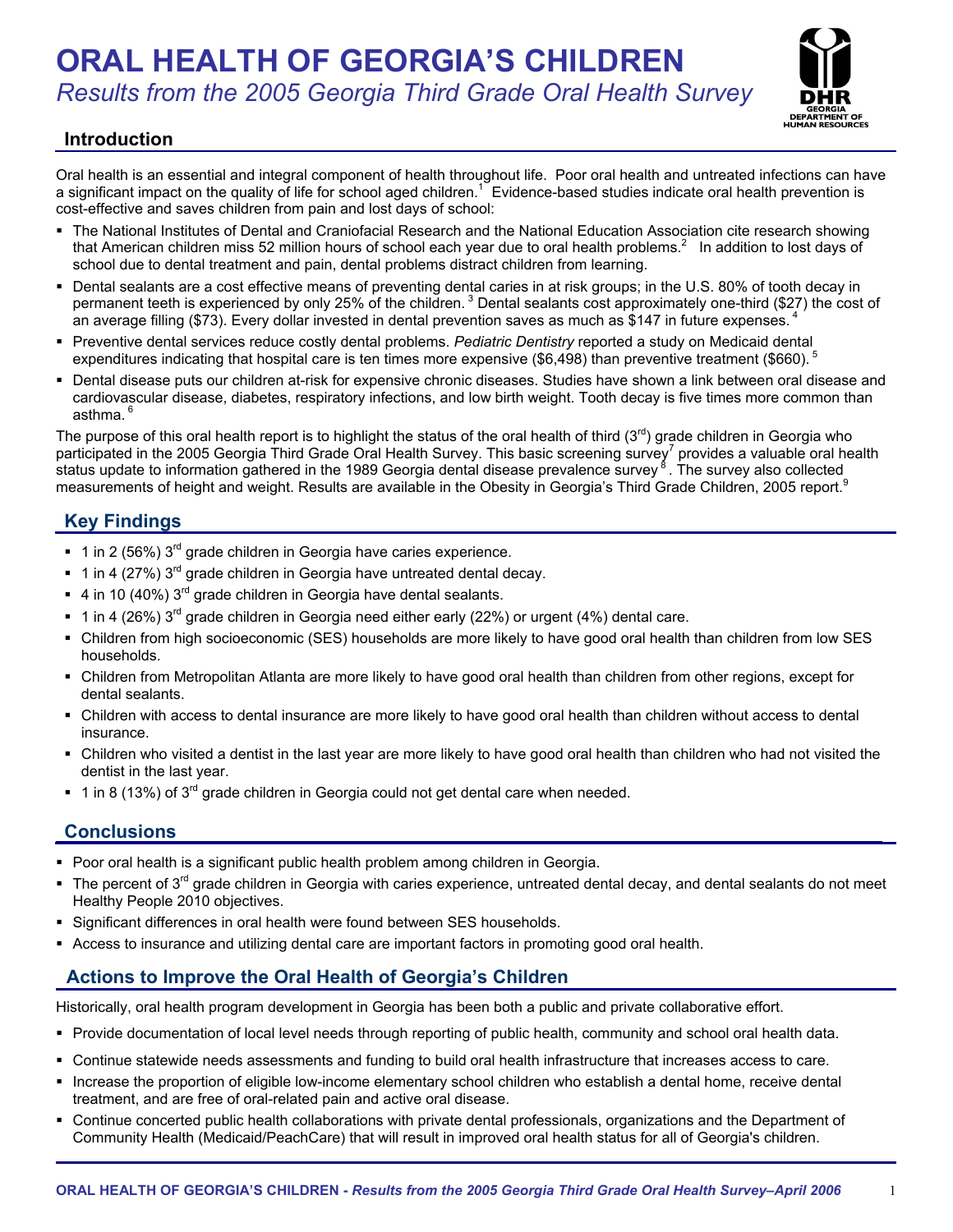# ORAL HEALTH OF GEORGIA'S CHILDREN

*Results from the 2005 Georgia Third Grade Oral Health Survey*

DHR GEORGIA DEPARTMENT OF HUMAN RESOURCES

## Introduction

Oral health is an essential and integral component of health throughout life. Poor oral health and untreated infections can have a significant impact on the quality of life for school aged children.[1] Evidence-based studies indicate oral health prevention is cost-effective and saves children from pain and lost days of school:

- The National Institutes of Dental and Craniofacial Research and the National Education Association cite research showing that American children miss 52 million hours of school each year due to oral health problems.[2] In addition to lost days of school due to dental treatment and pain, dental problems distract children from learning.
- Dental sealants are a cost effective means of preventing dental caries in at risk groups; in the U.S. 80% of tooth decay in permanent teeth is experienced by only 25% of the children.[3] Dental sealants cost approximately one-third ($27) the cost of an average filling ($73). Every dollar invested in dental prevention saves as much as $147 in future expenses.[4]
- Preventive dental services reduce costly dental problems. *Pediatric Dentistry* reported a study on Medicaid dental expenditures indicating that hospital care is ten times more expensive ($6,498) than preventive treatment ($660).[5]
- Dental disease puts our children at-risk for expensive chronic diseases. Studies have shown a link between oral disease and cardiovascular disease, diabetes, respiratory infections, and low birth weight. Tooth decay is five times more common than asthma.[6]

The purpose of this oral health report is to highlight the status of the oral health of third (3rd) grade children in Georgia who participated in the 2005 Georgia Third Grade Oral Health Survey. This basic screening survey[7] provides a valuable oral health status update to information gathered in the 1989 Georgia dental disease prevalence survey[8]. The survey also collected measurements of height and weight. Results are available in the Obesity in Georgia's Third Grade Children, 2005 report.[9]

## Key Findings

- 1 in 2 (56%) 3rd grade children in Georgia have caries experience.
- 1 in 4 (27%) 3rd grade children in Georgia have untreated dental decay.
- 4 in 10 (40%) 3rd grade children in Georgia have dental sealants.
- 1 in 4 (26%) 3rd grade children in Georgia need either early (22%) or urgent (4%) dental care.
- Children from high socioeconomic (SES) households are more likely to have good oral health than children from low SES households.
- Children from Metropolitan Atlanta are more likely to have good oral health than children from other regions, except for dental sealants.
- Children with access to dental insurance are more likely to have good oral health than children without access to dental insurance.
- Children who visited a dentist in the last year are more likely to have good oral health than children who had not visited the dentist in the last year.
- 1 in 8 (13%) of 3rd grade children in Georgia could not get dental care when needed.

## Conclusions

- Poor oral health is a significant public health problem among children in Georgia.
- The percent of 3rd grade children in Georgia with caries experience, untreated dental decay, and dental sealants do not meet Healthy People 2010 objectives.
- Significant differences in oral health were found between SES households.
- Access to insurance and utilizing dental care are important factors in promoting good oral health.

## Actions to Improve the Oral Health of Georgia's Children

Historically, oral health program development in Georgia has been both a public and private collaborative effort.

- Provide documentation of local level needs through reporting of public health, community and school oral health data.
- Continue statewide needs assessments and funding to build oral health infrastructure that increases access to care.
- Increase the proportion of eligible low-income elementary school children who establish a dental home, receive dental treatment, and are free of oral-related pain and active oral disease.
- Continue concerted public health collaborations with private dental professionals, organizations and the Department of Community Health (Medicaid/PeachCare) that will result in improved oral health status for all of Georgia's children.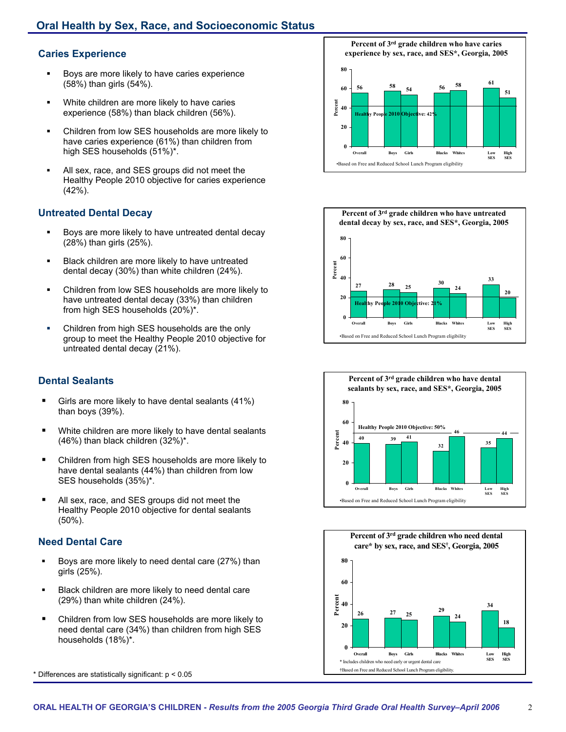## Oral Health by Sex, Race, and Socioeconomic Status

### Caries Experience

- Boys are more likely to have caries experience (58%) than girls (54%).
- White children are more likely to have caries experience (58%) than black children (56%).
- Children from low SES households are more likely to have caries experience (61%) than children from high SES households (51%)*.
- All sex, race, and SES groups did not meet the Healthy People 2010 objective for caries experience (42%).

**Percent of 3rd grade children who have caries experience by sex, race, and SES*, Georgia, 2005**

| Group | Percent |
|---|---|
| Overall | 56 |
| Boys | 58 |
| Girls | 54 |
| Blacks | 56 |
| Whites | 58 |
| Low SES | 61 |
| High SES | 51 |

Healthy People 2010 Objective: 42%

•Based on Free and Reduced School Lunch Program eligibility

### Untreated Dental Decay

- Boys are more likely to have untreated dental decay (28%) than girls (25%).
- Black children are more likely to have untreated dental decay (30%) than white children (24%).
- Children from low SES households are more likely to have untreated dental decay (33%) than children from high SES households (20%)*.
- Children from high SES households are the only group to meet the Healthy People 2010 objective for untreated dental decay (21%).

**Percent of 3rd grade children who have untreated dental decay by sex, race, and SES*, Georgia, 2005**

| Group | Percent |
|---|---|
| Overall | 27 |
| Boys | 28 |
| Girls | 25 |
| Blacks | 30 |
| Whites | 24 |
| Low SES | 33 |
| High SES | 20 |

Healthy People 2010 Objective: 21%

•Based on Free and Reduced School Lunch Program eligibility

### Dental Sealants

- Girls are more likely to have dental sealants (41%) than boys (39%).
- White children are more likely to have dental sealants (46%) than black children (32%)*.
- Children from high SES households are more likely to have dental sealants (44%) than children from low SES households (35%)*.
- All sex, race, and SES groups did not meet the Healthy People 2010 objective for dental sealants (50%).

**Percent of 3rd grade children who have dental sealants by sex, race, and SES*, Georgia, 2005**

| Group | Percent |
|---|---|
| Overall | 40 |
| Boys | 39 |
| Girls | 41 |
| Blacks | 32 |
| Whites | 46 |
| Low SES | 35 |
| High SES | 44 |

Healthy People 2010 Objective: 50%

•Based on Free and Reduced School Lunch Program eligibility

### Need Dental Care

- Boys are more likely to need dental care (27%) than girls (25%).
- Black children are more likely to need dental care (29%) than white children (24%).
- Children from low SES households are more likely to need dental care (34%) than children from high SES households (18%)*.

**Percent of 3rd grade children who need dental care* by sex, race, and SES†, Georgia, 2005**

| Group | Percent |
|---|---|
| Overall | 26 |
| Boys | 27 |
| Girls | 25 |
| Blacks | 29 |
| Whites | 24 |
| Low SES | 34 |
| High SES | 18 |

\* Includes children who need early or urgent dental care

†Based on Free and Reduced School Lunch Program eligibility.

\* Differences are statistically significant: $p < 0.05$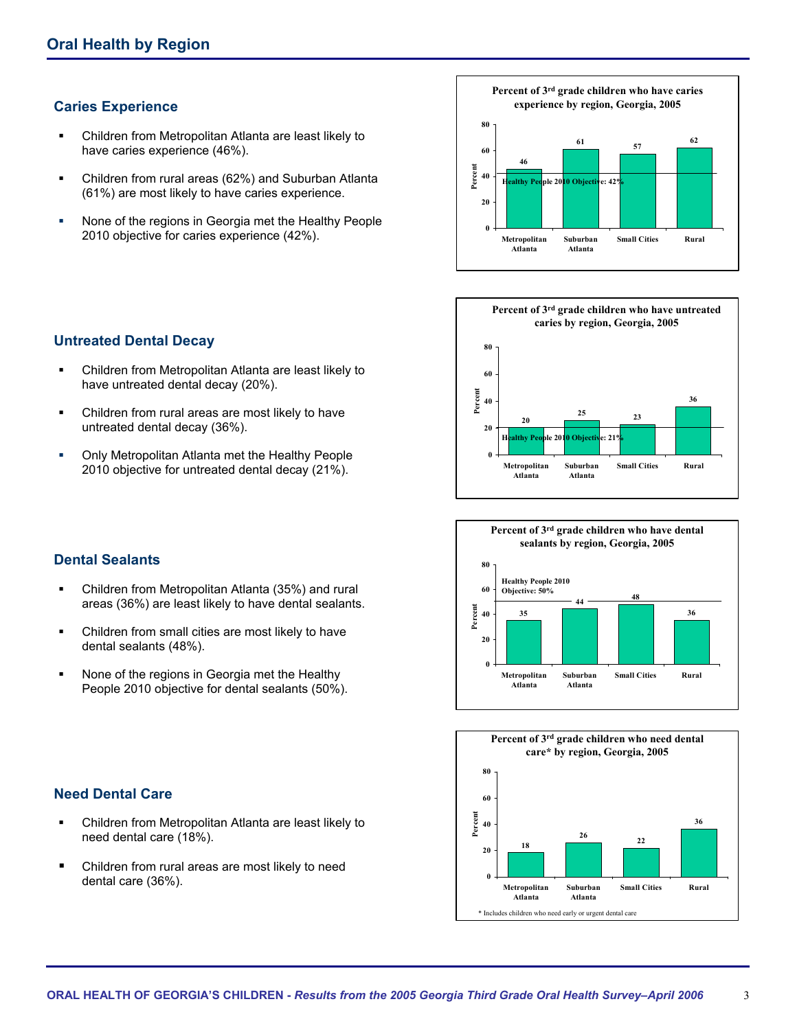## Oral Health by Region

### Caries Experience

- Children from Metropolitan Atlanta are least likely to have caries experience (46%).
- Children from rural areas (62%) and Suburban Atlanta (61%) are most likely to have caries experience.
- None of the regions in Georgia met the Healthy People 2010 objective for caries experience (42%).

**Percent of 3rd grade children who have caries experience by region, Georgia, 2005**

| Region | Percent |
|---|---|
| Metropolitan Atlanta | 46 |
| Suburban Atlanta | 61 |
| Small Cities | 57 |
| Rural | 62 |

Healthy People 2010 Objective: 42%

### Untreated Dental Decay

- Children from Metropolitan Atlanta are least likely to have untreated dental decay (20%).
- Children from rural areas are most likely to have untreated dental decay (36%).
- Only Metropolitan Atlanta met the Healthy People 2010 objective for untreated dental decay (21%).

**Percent of 3rd grade children who have untreated caries by region, Georgia, 2005**

| Region | Percent |
|---|---|
| Metropolitan Atlanta | 20 |
| Suburban Atlanta | 25 |
| Small Cities | 23 |
| Rural | 36 |

Healthy People 2010 Objective: 21%

### Dental Sealants

- Children from Metropolitan Atlanta (35%) and rural areas (36%) are least likely to have dental sealants.
- Children from small cities are most likely to have dental sealants (48%).
- None of the regions in Georgia met the Healthy People 2010 objective for dental sealants (50%).

**Percent of 3rd grade children who have dental sealants by region, Georgia, 2005**

| Region | Percent |
|---|---|
| Metropolitan Atlanta | 35 |
| Suburban Atlanta | 44 |
| Small Cities | 48 |
| Rural | 36 |

Healthy People 2010 Objective: 50%

### Need Dental Care

- Children from Metropolitan Atlanta are least likely to need dental care (18%).
- Children from rural areas are most likely to need dental care (36%).

**Percent of 3rd grade children who need dental care* by region, Georgia, 2005**

| Region | Percent |
|---|---|
| Metropolitan Atlanta | 18 |
| Suburban Atlanta | 26 |
| Small Cities | 22 |
| Rural | 36 |

* Includes children who need early or urgent dental care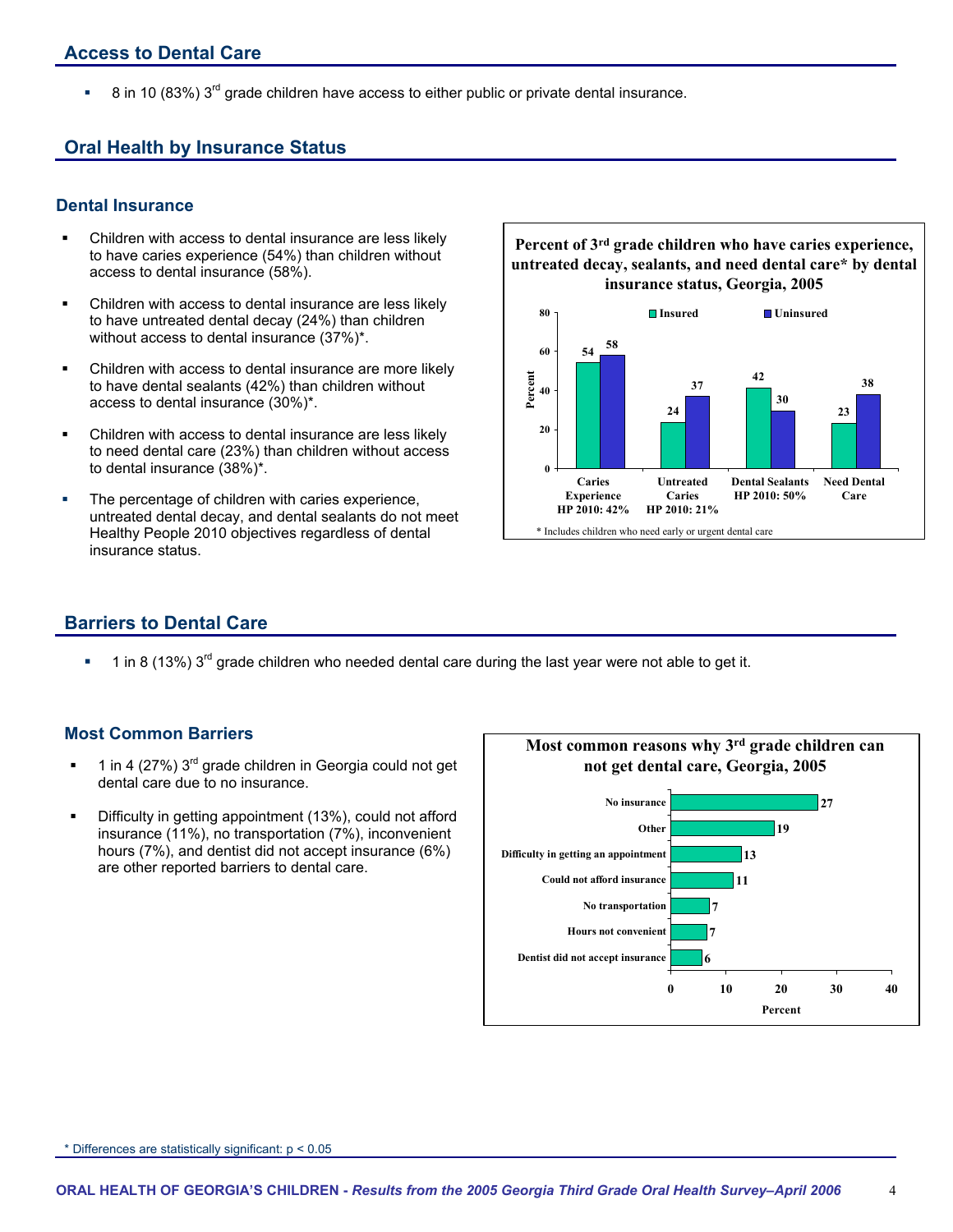## Access to Dental Care

- 8 in 10 (83%) 3rd grade children have access to either public or private dental insurance.

## Oral Health by Insurance Status

### Dental Insurance

- Children with access to dental insurance are less likely to have caries experience (54%) than children without access to dental insurance (58%).
- Children with access to dental insurance are less likely to have untreated dental decay (24%) than children without access to dental insurance (37%)*.
- Children with access to dental insurance are more likely to have dental sealants (42%) than children without access to dental insurance (30%)*.
- Children with access to dental insurance are less likely to need dental care (23%) than children without access to dental insurance (38%)*.
- The percentage of children with caries experience, untreated dental decay, and dental sealants do not meet Healthy People 2010 objectives regardless of dental insurance status.

**Percent of 3rd grade children who have caries experience, untreated decay, sealants, and need dental care* by dental insurance status, Georgia, 2005**

| | Insured | Uninsured |
|---|---|---|
| Caries Experience (HP 2010: 42%) | 54 | 58 |
| Untreated Caries (HP 2010: 21%) | 24 | 37 |
| Dental Sealants (HP 2010: 50%) | 42 | 30 |
| Need Dental Care | 23 | 38 |

\* Includes children who need early or urgent dental care

## Barriers to Dental Care

- 1 in 8 (13%) 3rd grade children who needed dental care during the last year were not able to get it.

### Most Common Barriers

- 1 in 4 (27%) 3rd grade children in Georgia could not get dental care due to no insurance.
- Difficulty in getting appointment (13%), could not afford insurance (11%), no transportation (7%), inconvenient hours (7%), and dentist did not accept insurance (6%) are other reported barriers to dental care.

**Most common reasons why 3rd grade children can not get dental care, Georgia, 2005**

| Reason | Percent |
|---|---|
| No insurance | 27 |
| Other | 19 |
| Difficulty in getting an appointment | 13 |
| Could not afford insurance | 11 |
| No transportation | 7 |
| Hours not convenient | 7 |
| Dentist did not accept insurance | 6 |

\* Differences are statistically significant: $p < 0.05$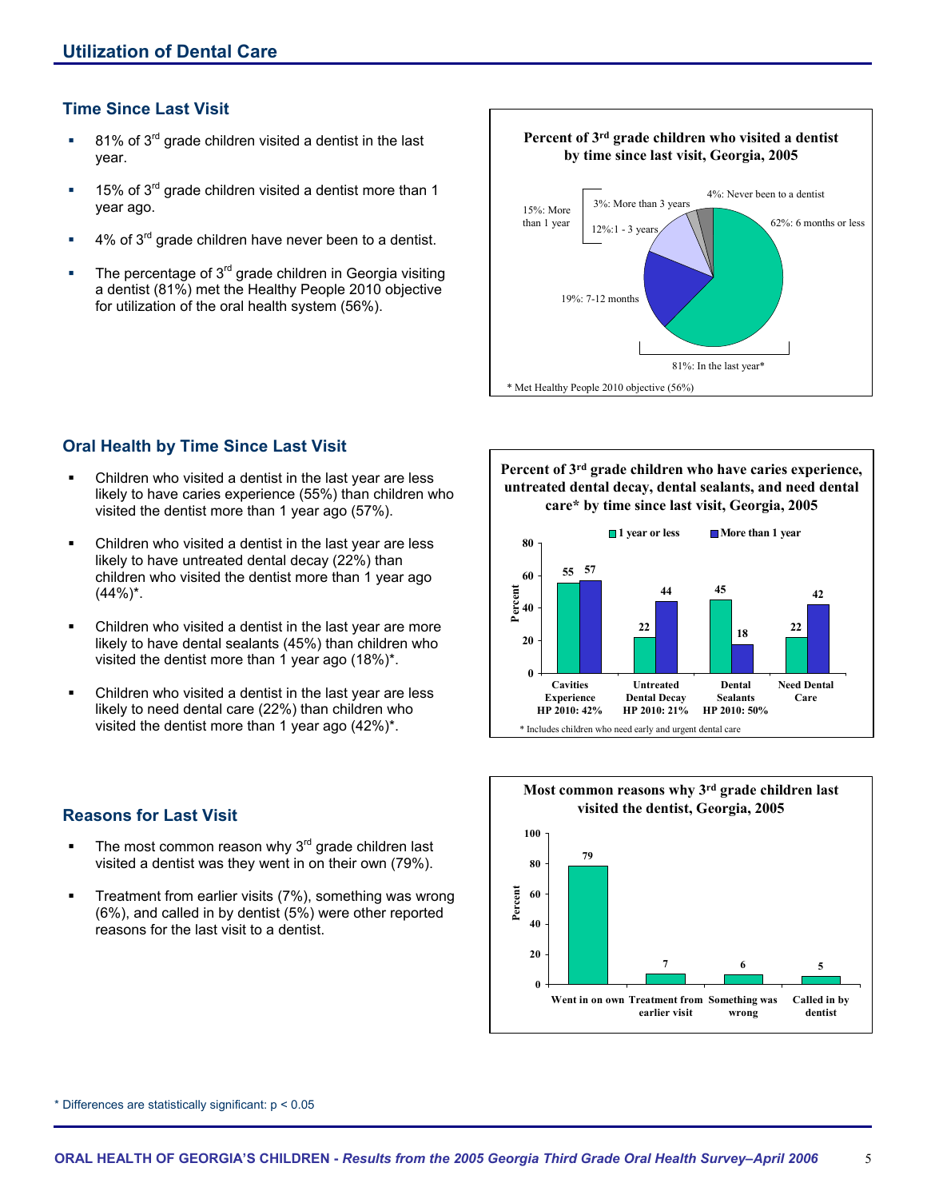## Utilization of Dental Care

### Time Since Last Visit

- 81% of 3rd grade children visited a dentist in the last year.
- 15% of 3rd grade children visited a dentist more than 1 year ago.
- 4% of 3rd grade children have never been to a dentist.
- The percentage of 3rd grade children in Georgia visiting a dentist (81%) met the Healthy People 2010 objective for utilization of the oral health system (56%).

**Percent of 3rd grade children who visited a dentist by time since last visit, Georgia, 2005**

| Time since last visit | Percent |
|---|---|
| 6 months or less | 62% |
| 7-12 months | 19% |
| 1 - 3 years | 12% |
| More than 3 years | 3% |
| Never been to a dentist | 4% |

81%: In the last year*

15%: More than 1 year

\* Met Healthy People 2010 objective (56%)

### Oral Health by Time Since Last Visit

- Children who visited a dentist in the last year are less likely to have caries experience (55%) than children who visited the dentist more than 1 year ago (57%).
- Children who visited a dentist in the last year are less likely to have untreated dental decay (22%) than children who visited the dentist more than 1 year ago (44%)*.
- Children who visited a dentist in the last year are more likely to have dental sealants (45%) than children who visited the dentist more than 1 year ago (18%)*.
- Children who visited a dentist in the last year are less likely to need dental care (22%) than children who visited the dentist more than 1 year ago (42%)*.

**Percent of 3rd grade children who have caries experience, untreated dental decay, dental sealants, and need dental care* by time since last visit, Georgia, 2005**

| | 1 year or less | More than 1 year |
|---|---|---|
| Cavities Experience (HP 2010: 42%) | 55 | 57 |
| Untreated Dental Decay (HP 2010: 21%) | 22 | 44 |
| Dental Sealants (HP 2010: 50%) | 45 | 18 |
| Need Dental Care | 22 | 42 |

\* Includes children who need early and urgent dental care

### Reasons for Last Visit

- The most common reason why 3rd grade children last visited a dentist was they went in on their own (79%).
- Treatment from earlier visits (7%), something was wrong (6%), and called in by dentist (5%) were other reported reasons for the last visit to a dentist.

**Most common reasons why 3rd grade children last visited the dentist, Georgia, 2005**

| Reason | Percent |
|---|---|
| Went in on own | 79 |
| Treatment from earlier visit | 7 |
| Something was wrong | 6 |
| Called in by dentist | 5 |

\* Differences are statistically significant: $p < 0.05$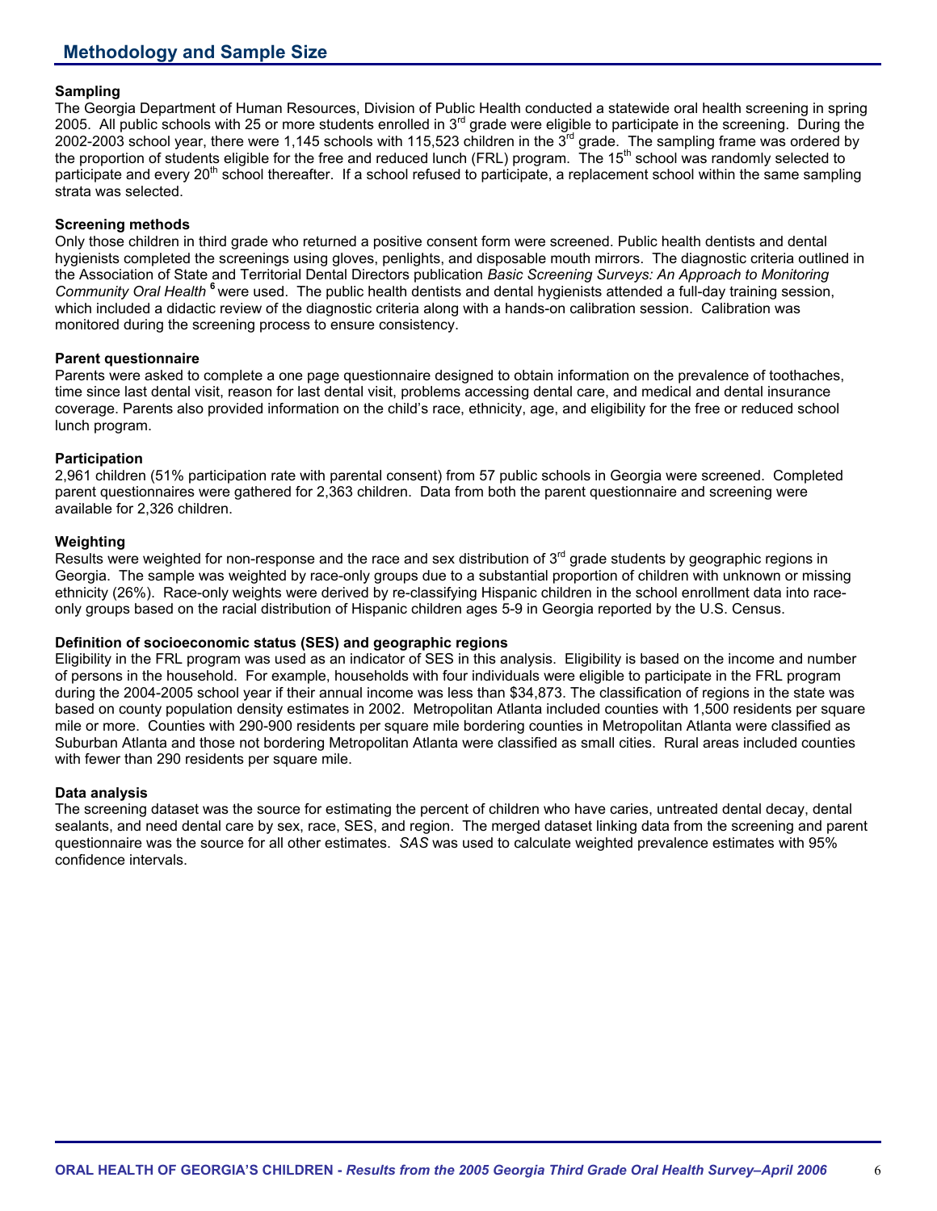## Methodology and Sample Size

### Sampling

The Georgia Department of Human Resources, Division of Public Health conducted a statewide oral health screening in spring 2005. All public schools with 25 or more students enrolled in 3rd grade were eligible to participate in the screening. During the 2002-2003 school year, there were 1,145 schools with 115,523 children in the 3rd grade. The sampling frame was ordered by the proportion of students eligible for the free and reduced lunch (FRL) program. The 15th school was randomly selected to participate and every 20th school thereafter. If a school refused to participate, a replacement school within the same sampling strata was selected.

### Screening methods

Only those children in third grade who returned a positive consent form were screened. Public health dentists and dental hygienists completed the screenings using gloves, penlights, and disposable mouth mirrors. The diagnostic criteria outlined in the Association of State and Territorial Dental Directors publication *Basic Screening Surveys: An Approach to Monitoring Community Oral Health* [6] were used. The public health dentists and dental hygienists attended a full-day training session, which included a didactic review of the diagnostic criteria along with a hands-on calibration session. Calibration was monitored during the screening process to ensure consistency.

### Parent questionnaire

Parents were asked to complete a one page questionnaire designed to obtain information on the prevalence of toothaches, time since last dental visit, reason for last dental visit, problems accessing dental care, and medical and dental insurance coverage. Parents also provided information on the child's race, ethnicity, age, and eligibility for the free or reduced school lunch program.

### Participation

2,961 children (51% participation rate with parental consent) from 57 public schools in Georgia were screened. Completed parent questionnaires were gathered for 2,363 children. Data from both the parent questionnaire and screening were available for 2,326 children.

### Weighting

Results were weighted for non-response and the race and sex distribution of 3rd grade students by geographic regions in Georgia. The sample was weighted by race-only groups due to a substantial proportion of children with unknown or missing ethnicity (26%). Race-only weights were derived by re-classifying Hispanic children in the school enrollment data into race-only groups based on the racial distribution of Hispanic children ages 5-9 in Georgia reported by the U.S. Census.

### Definition of socioeconomic status (SES) and geographic regions

Eligibility in the FRL program was used as an indicator of SES in this analysis. Eligibility is based on the income and number of persons in the household. For example, households with four individuals were eligible to participate in the FRL program during the 2004-2005 school year if their annual income was less than $34,873. The classification of regions in the state was based on county population density estimates in 2002. Metropolitan Atlanta included counties with 1,500 residents per square mile or more. Counties with 290-900 residents per square mile bordering counties in Metropolitan Atlanta were classified as Suburban Atlanta and those not bordering Metropolitan Atlanta were classified as small cities. Rural areas included counties with fewer than 290 residents per square mile.

### Data analysis

The screening dataset was the source for estimating the percent of children who have caries, untreated dental decay, dental sealants, and need dental care by sex, race, SES, and region. The merged dataset linking data from the screening and parent questionnaire was the source for all other estimates. *SAS* was used to calculate weighted prevalence estimates with 95% confidence intervals.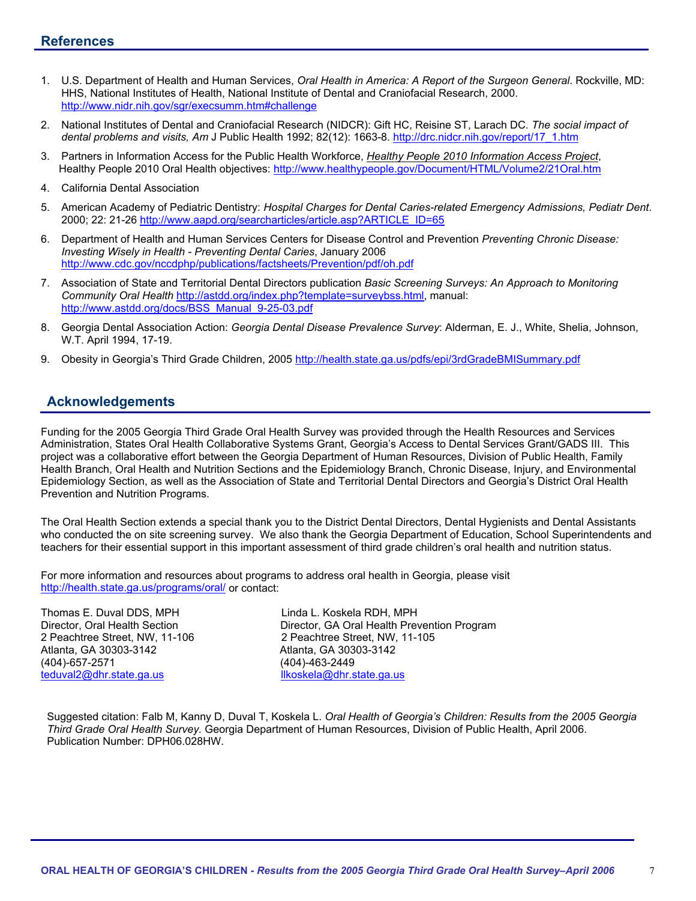## References

1. U.S. Department of Health and Human Services, *Oral Health in America: A Report of the Surgeon General*. Rockville, MD: HHS, National Institutes of Health, National Institute of Dental and Craniofacial Research, 2000. http://www.nidr.nih.gov/sgr/execsumm.htm#challenge
2. National Institutes of Dental and Craniofacial Research (NIDCR): Gift HC, Reisine ST, Larach DC. *The social impact of dental problems and visits, Am* J Public Health 1992; 82(12): 1663-8. http://drc.nidcr.nih.gov/report/17_1.htm
3. Partners in Information Access for the Public Health Workforce, *Healthy People 2010 Information Access Project*, Healthy People 2010 Oral Health objectives: http://www.healthypeople.gov/Document/HTML/Volume2/21Oral.htm
4. California Dental Association
5. American Academy of Pediatric Dentistry: *Hospital Charges for Dental Caries-related Emergency Admissions, Pediatr Dent*. 2000; 22: 21-26 http://www.aapd.org/searcharticles/article.asp?ARTICLE_ID=65
6. Department of Health and Human Services Centers for Disease Control and Prevention *Preventing Chronic Disease: Investing Wisely in Health - Preventing Dental Caries*, January 2006 http://www.cdc.gov/nccdphp/publications/factsheets/Prevention/pdf/oh.pdf
7. Association of State and Territorial Dental Directors publication *Basic Screening Surveys: An Approach to Monitoring Community Oral Health* http://astdd.org/index.php?template=surveybss.html, manual: http://www.astdd.org/docs/BSS_Manual_9-25-03.pdf
8. Georgia Dental Association Action: *Georgia Dental Disease Prevalence Survey*: Alderman, E. J., White, Shelia, Johnson, W.T. April 1994, 17-19.
9. Obesity in Georgia's Third Grade Children, 2005 http://health.state.ga.us/pdfs/epi/3rdGradeBMISummary.pdf

## Acknowledgements

Funding for the 2005 Georgia Third Grade Oral Health Survey was provided through the Health Resources and Services Administration, States Oral Health Collaborative Systems Grant, Georgia's Access to Dental Services Grant/GADS III. This project was a collaborative effort between the Georgia Department of Human Resources, Division of Public Health, Family Health Branch, Oral Health and Nutrition Sections and the Epidemiology Branch, Chronic Disease, Injury, and Environmental Epidemiology Section, as well as the Association of State and Territorial Dental Directors and Georgia's District Oral Health Prevention and Nutrition Programs.

The Oral Health Section extends a special thank you to the District Dental Directors, Dental Hygienists and Dental Assistants who conducted the on site screening survey. We also thank the Georgia Department of Education, School Superintendents and teachers for their essential support in this important assessment of third grade children's oral health and nutrition status.

For more information and resources about programs to address oral health in Georgia, please visit http://health.state.ga.us/programs/oral/ or contact:

Thomas E. Duval DDS, MPH
Director, Oral Health Section
2 Peachtree Street, NW, 11-106
Atlanta, GA 30303-3142
(404)-657-2571
teduval2@dhr.state.ga.us

Linda L. Koskela RDH, MPH
Director, GA Oral Health Prevention Program
2 Peachtree Street, NW, 11-105
Atlanta, GA 30303-3142
(404)-463-2449
llkoskela@dhr.state.ga.us

Suggested citation: Falb M, Kanny D, Duval T, Koskela L. *Oral Health of Georgia's Children: Results from the 2005 Georgia Third Grade Oral Health Survey.* Georgia Department of Human Resources, Division of Public Health, April 2006. Publication Number: DPH06.028HW.